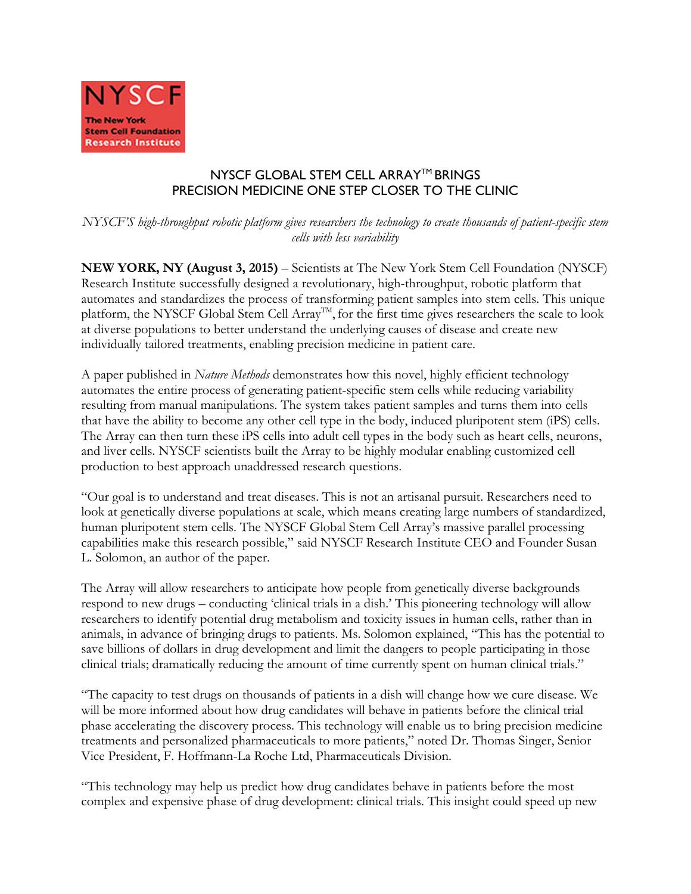NYSCF
The New York
Stem Cell Foundation
Research Institute

# NYSCF GLOBAL STEM CELL ARRAY™ BRINGS PRECISION MEDICINE ONE STEP CLOSER TO THE CLINIC

*NYSCF'S high-throughput robotic platform gives researchers the technology to create thousands of patient-specific stem cells with less variability*

**NEW YORK, NY (August 3, 2015)** – Scientists at The New York Stem Cell Foundation (NYSCF) Research Institute successfully designed a revolutionary, high-throughput, robotic platform that automates and standardizes the process of transforming patient samples into stem cells. This unique platform, the NYSCF Global Stem Cell Array™, for the first time gives researchers the scale to look at diverse populations to better understand the underlying causes of disease and create new individually tailored treatments, enabling precision medicine in patient care.

A paper published in *Nature Methods* demonstrates how this novel, highly efficient technology automates the entire process of generating patient-specific stem cells while reducing variability resulting from manual manipulations. The system takes patient samples and turns them into cells that have the ability to become any other cell type in the body, induced pluripotent stem (iPS) cells. The Array can then turn these iPS cells into adult cell types in the body such as heart cells, neurons, and liver cells. NYSCF scientists built the Array to be highly modular enabling customized cell production to best approach unaddressed research questions.

"Our goal is to understand and treat diseases. This is not an artisanal pursuit. Researchers need to look at genetically diverse populations at scale, which means creating large numbers of standardized, human pluripotent stem cells. The NYSCF Global Stem Cell Array's massive parallel processing capabilities make this research possible," said NYSCF Research Institute CEO and Founder Susan L. Solomon, an author of the paper.

The Array will allow researchers to anticipate how people from genetically diverse backgrounds respond to new drugs – conducting 'clinical trials in a dish.' This pioneering technology will allow researchers to identify potential drug metabolism and toxicity issues in human cells, rather than in animals, in advance of bringing drugs to patients. Ms. Solomon explained, "This has the potential to save billions of dollars in drug development and limit the dangers to people participating in those clinical trials; dramatically reducing the amount of time currently spent on human clinical trials."

"The capacity to test drugs on thousands of patients in a dish will change how we cure disease. We will be more informed about how drug candidates will behave in patients before the clinical trial phase accelerating the discovery process. This technology will enable us to bring precision medicine treatments and personalized pharmaceuticals to more patients," noted Dr. Thomas Singer, Senior Vice President, F. Hoffmann-La Roche Ltd, Pharmaceuticals Division.

"This technology may help us predict how drug candidates behave in patients before the most complex and expensive phase of drug development: clinical trials. This insight could speed up new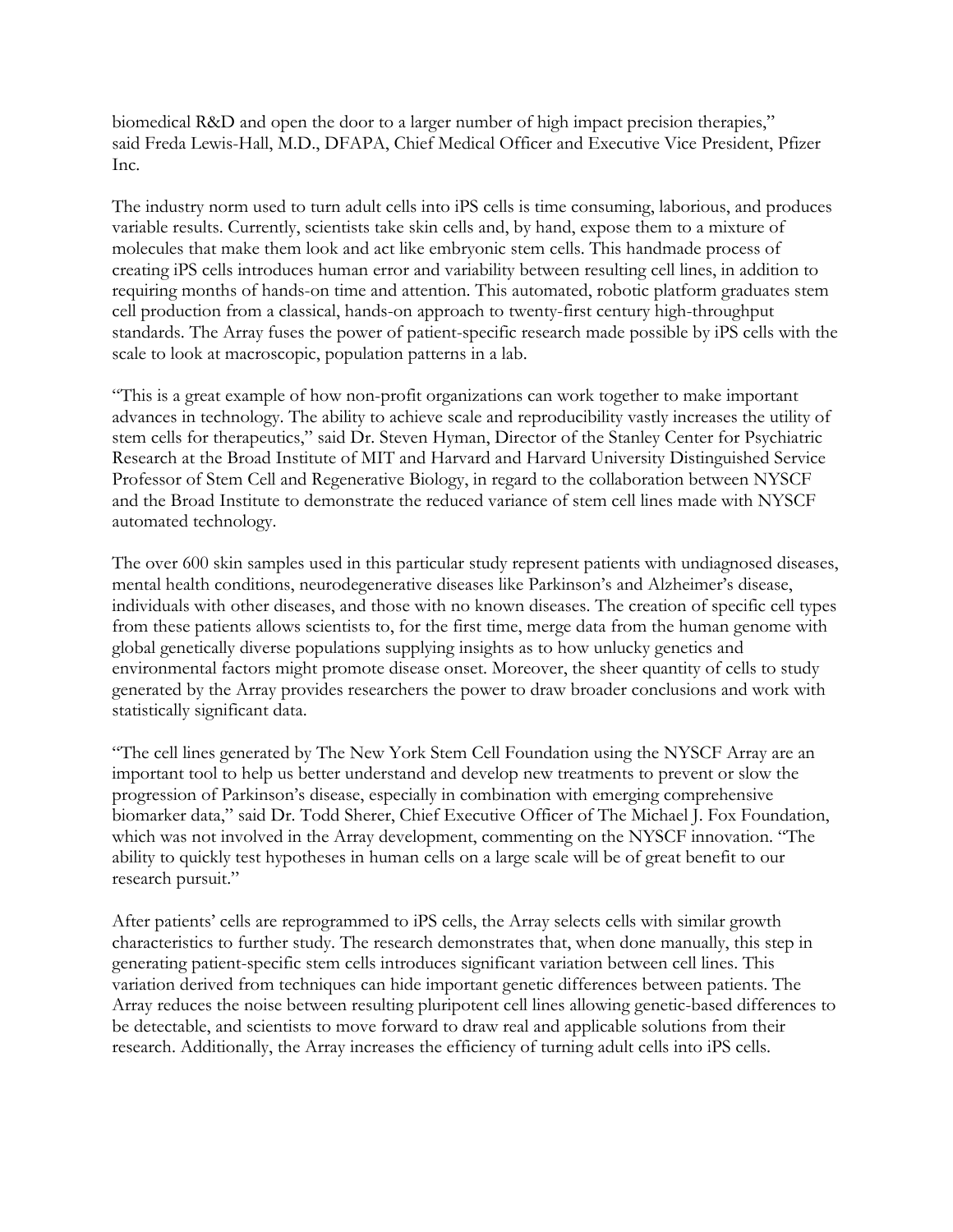biomedical R&D and open the door to a larger number of high impact precision therapies," said Freda Lewis-Hall, M.D., DFAPA, Chief Medical Officer and Executive Vice President, Pfizer Inc.

The industry norm used to turn adult cells into iPS cells is time consuming, laborious, and produces variable results. Currently, scientists take skin cells and, by hand, expose them to a mixture of molecules that make them look and act like embryonic stem cells. This handmade process of creating iPS cells introduces human error and variability between resulting cell lines, in addition to requiring months of hands-on time and attention. This automated, robotic platform graduates stem cell production from a classical, hands-on approach to twenty-first century high-throughput standards. The Array fuses the power of patient-specific research made possible by iPS cells with the scale to look at macroscopic, population patterns in a lab.

"This is a great example of how non-profit organizations can work together to make important advances in technology. The ability to achieve scale and reproducibility vastly increases the utility of stem cells for therapeutics," said Dr. Steven Hyman, Director of the Stanley Center for Psychiatric Research at the Broad Institute of MIT and Harvard and Harvard University Distinguished Service Professor of Stem Cell and Regenerative Biology, in regard to the collaboration between NYSCF and the Broad Institute to demonstrate the reduced variance of stem cell lines made with NYSCF automated technology.

The over 600 skin samples used in this particular study represent patients with undiagnosed diseases, mental health conditions, neurodegenerative diseases like Parkinson's and Alzheimer's disease, individuals with other diseases, and those with no known diseases. The creation of specific cell types from these patients allows scientists to, for the first time, merge data from the human genome with global genetically diverse populations supplying insights as to how unlucky genetics and environmental factors might promote disease onset. Moreover, the sheer quantity of cells to study generated by the Array provides researchers the power to draw broader conclusions and work with statistically significant data.

"The cell lines generated by The New York Stem Cell Foundation using the NYSCF Array are an important tool to help us better understand and develop new treatments to prevent or slow the progression of Parkinson's disease, especially in combination with emerging comprehensive biomarker data," said Dr. Todd Sherer, Chief Executive Officer of The Michael J. Fox Foundation, which was not involved in the Array development, commenting on the NYSCF innovation. "The ability to quickly test hypotheses in human cells on a large scale will be of great benefit to our research pursuit."

After patients' cells are reprogrammed to iPS cells, the Array selects cells with similar growth characteristics to further study. The research demonstrates that, when done manually, this step in generating patient-specific stem cells introduces significant variation between cell lines. This variation derived from techniques can hide important genetic differences between patients. The Array reduces the noise between resulting pluripotent cell lines allowing genetic-based differences to be detectable, and scientists to move forward to draw real and applicable solutions from their research. Additionally, the Array increases the efficiency of turning adult cells into iPS cells.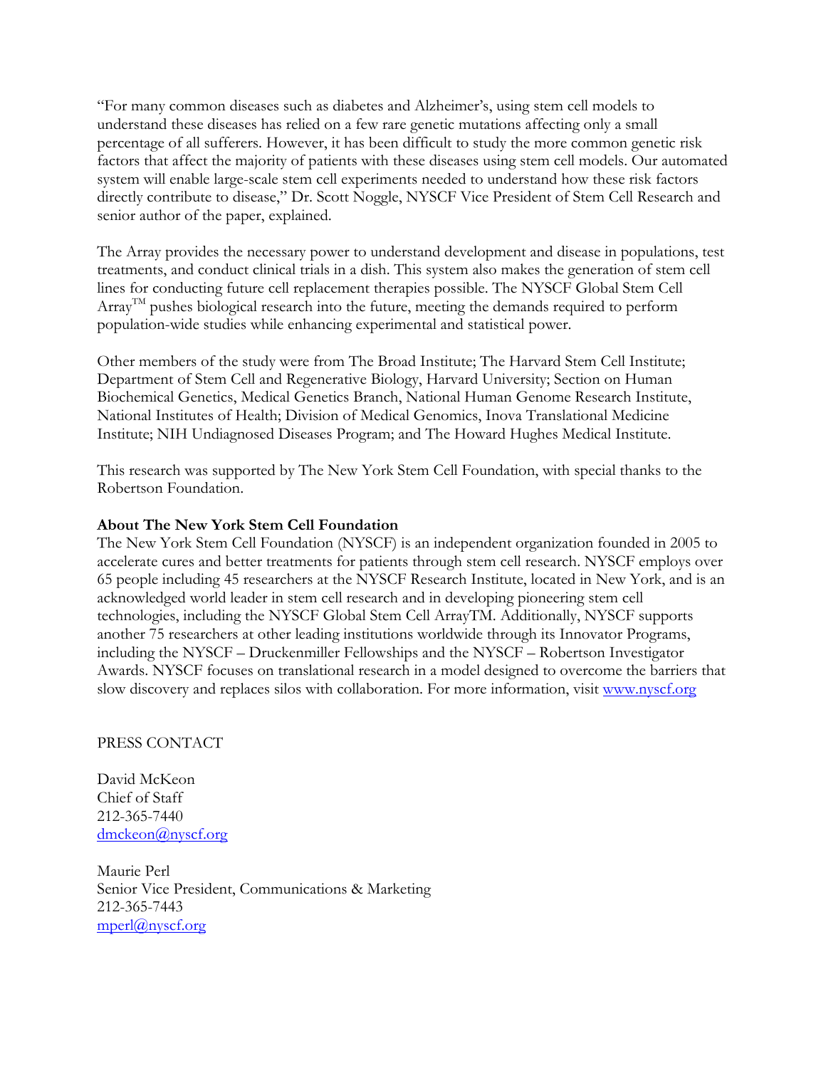"For many common diseases such as diabetes and Alzheimer's, using stem cell models to understand these diseases has relied on a few rare genetic mutations affecting only a small percentage of all sufferers. However, it has been difficult to study the more common genetic risk factors that affect the majority of patients with these diseases using stem cell models. Our automated system will enable large-scale stem cell experiments needed to understand how these risk factors directly contribute to disease," Dr. Scott Noggle, NYSCF Vice President of Stem Cell Research and senior author of the paper, explained.

The Array provides the necessary power to understand development and disease in populations, test treatments, and conduct clinical trials in a dish. This system also makes the generation of stem cell lines for conducting future cell replacement therapies possible. The NYSCF Global Stem Cell Array™ pushes biological research into the future, meeting the demands required to perform population-wide studies while enhancing experimental and statistical power.

Other members of the study were from The Broad Institute; The Harvard Stem Cell Institute; Department of Stem Cell and Regenerative Biology, Harvard University; Section on Human Biochemical Genetics, Medical Genetics Branch, National Human Genome Research Institute, National Institutes of Health; Division of Medical Genomics, Inova Translational Medicine Institute; NIH Undiagnosed Diseases Program; and The Howard Hughes Medical Institute.

This research was supported by The New York Stem Cell Foundation, with special thanks to the Robertson Foundation.

**About The New York Stem Cell Foundation**

The New York Stem Cell Foundation (NYSCF) is an independent organization founded in 2005 to accelerate cures and better treatments for patients through stem cell research. NYSCF employs over 65 people including 45 researchers at the NYSCF Research Institute, located in New York, and is an acknowledged world leader in stem cell research and in developing pioneering stem cell technologies, including the NYSCF Global Stem Cell ArrayTM. Additionally, NYSCF supports another 75 researchers at other leading institutions worldwide through its Innovator Programs, including the NYSCF – Druckenmiller Fellowships and the NYSCF – Robertson Investigator Awards. NYSCF focuses on translational research in a model designed to overcome the barriers that slow discovery and replaces silos with collaboration. For more information, visit www.nyscf.org

PRESS CONTACT

David McKeon
Chief of Staff
212-365-7440
dmckeon@nyscf.org

Maurie Perl
Senior Vice President, Communications & Marketing
212-365-7443
mperl@nyscf.org